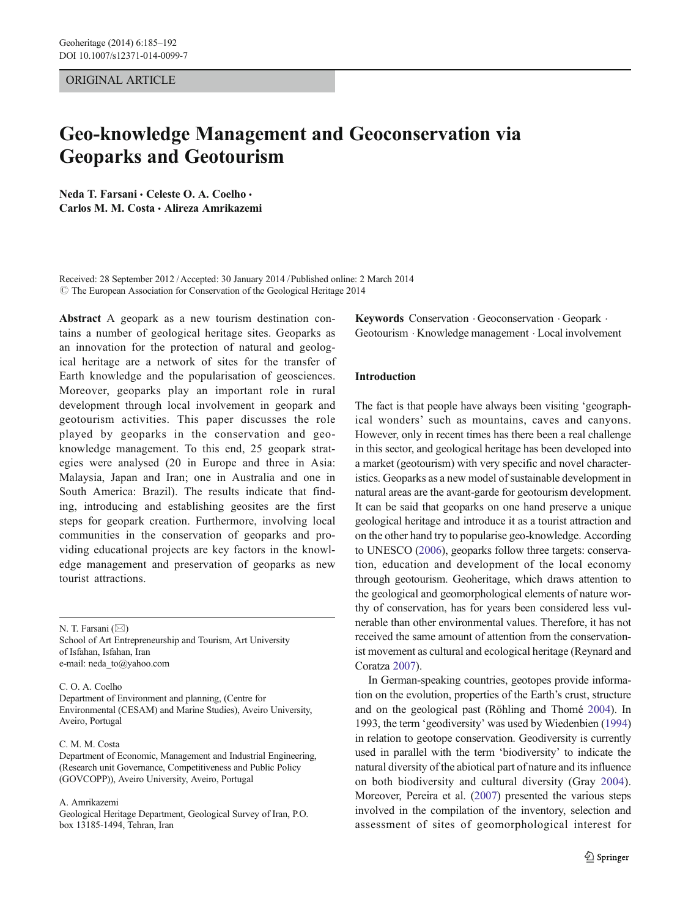ORIGINAL ARTICLE

# Geo-knowledge Management and Geoconservation via Geoparks and Geotourism

**Neda T. Farsani · Celeste O. A. Coelho · Carlos M. M. Costa · Alireza Amrikazemi**

Received: 28 September 2012 / Accepted: 30 January 2014 / Published online: 2 March 2014
© The European Association for Conservation of the Geological Heritage 2014

**Abstract** A geopark as a new tourism destination contains a number of geological heritage sites. Geoparks as an innovation for the protection of natural and geological heritage are a network of sites for the transfer of Earth knowledge and the popularisation of geosciences. Moreover, geoparks play an important role in rural development through local involvement in geopark and geotourism activities. This paper discusses the role played by geoparks in the conservation and geo-knowledge management. To this end, 25 geopark strategies were analysed (20 in Europe and three in Asia: Malaysia, Japan and Iran; one in Australia and one in South America: Brazil). The results indicate that finding, introducing and establishing geosites are the first steps for geopark creation. Furthermore, involving local communities in the conservation of geoparks and providing educational projects are key factors in the knowledge management and preservation of geoparks as new tourist attractions.

N. T. Farsani (✉)
School of Art Entrepreneurship and Tourism, Art University of Isfahan, Isfahan, Iran
e-mail: neda_to@yahoo.com

C. O. A. Coelho
Department of Environment and planning, (Centre for Environmental (CESAM) and Marine Studies), Aveiro University, Aveiro, Portugal

C. M. M. Costa
Department of Economic, Management and Industrial Engineering, (Research unit Governance, Competitiveness and Public Policy (GOVCOPP)), Aveiro University, Aveiro, Portugal

A. Amrikazemi
Geological Heritage Department, Geological Survey of Iran, P.O. box 13185-1494, Tehran, Iran

**Keywords** Conservation · Geoconservation · Geopark · Geotourism · Knowledge management · Local involvement

## Introduction

The fact is that people have always been visiting 'geographical wonders' such as mountains, caves and canyons. However, only in recent times has there been a real challenge in this sector, and geological heritage has been developed into a market (geotourism) with very specific and novel characteristics. Geoparks as a new model of sustainable development in natural areas are the avant-garde for geotourism development. It can be said that geoparks on one hand preserve a unique geological heritage and introduce it as a tourist attraction and on the other hand try to popularise geo-knowledge. According to UNESCO (2006), geoparks follow three targets: conservation, education and development of the local economy through geotourism. Geoheritage, which draws attention to the geological and geomorphological elements of nature worthy of conservation, has for years been considered less vulnerable than other environmental values. Therefore, it has not received the same amount of attention from the conservationist movement as cultural and ecological heritage (Reynard and Coratza 2007).

In German-speaking countries, geotopes provide information on the evolution, properties of the Earth's crust, structure and on the geological past (Röhling and Thomé 2004). In 1993, the term 'geodiversity' was used by Wiedenbien (1994) in relation to geotope conservation. Geodiversity is currently used in parallel with the term 'biodiversity' to indicate the natural diversity of the abiotical part of nature and its influence on both biodiversity and cultural diversity (Gray 2004). Moreover, Pereira et al. (2007) presented the various steps involved in the compilation of the inventory, selection and assessment of sites of geomorphological interest for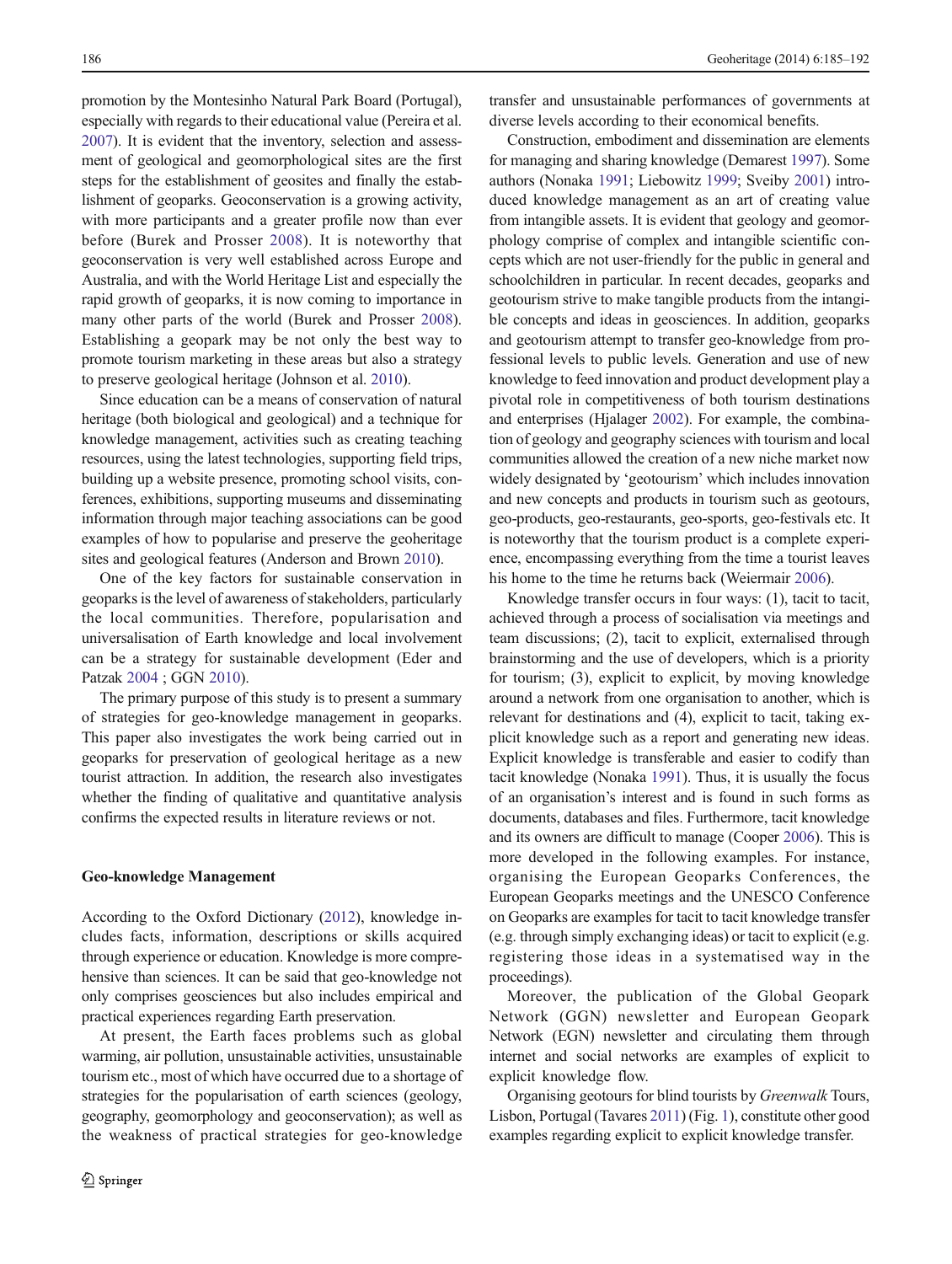promotion by the Montesinho Natural Park Board (Portugal), especially with regards to their educational value (Pereira et al. 2007). It is evident that the inventory, selection and assessment of geological and geomorphological sites are the first steps for the establishment of geosites and finally the establishment of geoparks. Geoconservation is a growing activity, with more participants and a greater profile now than ever before (Burek and Prosser 2008). It is noteworthy that geoconservation is very well established across Europe and Australia, and with the World Heritage List and especially the rapid growth of geoparks, it is now coming to importance in many other parts of the world (Burek and Prosser 2008). Establishing a geopark may be not only the best way to promote tourism marketing in these areas but also a strategy to preserve geological heritage (Johnson et al. 2010).

Since education can be a means of conservation of natural heritage (both biological and geological) and a technique for knowledge management, activities such as creating teaching resources, using the latest technologies, supporting field trips, building up a website presence, promoting school visits, conferences, exhibitions, supporting museums and disseminating information through major teaching associations can be good examples of how to popularise and preserve the geoheritage sites and geological features (Anderson and Brown 2010).

One of the key factors for sustainable conservation in geoparks is the level of awareness of stakeholders, particularly the local communities. Therefore, popularisation and universalisation of Earth knowledge and local involvement can be a strategy for sustainable development (Eder and Patzak 2004 ; GGN 2010).

The primary purpose of this study is to present a summary of strategies for geo-knowledge management in geoparks. This paper also investigates the work being carried out in geoparks for preservation of geological heritage as a new tourist attraction. In addition, the research also investigates whether the finding of qualitative and quantitative analysis confirms the expected results in literature reviews or not.

## Geo-knowledge Management

According to the Oxford Dictionary (2012), knowledge includes facts, information, descriptions or skills acquired through experience or education. Knowledge is more comprehensive than sciences. It can be said that geo-knowledge not only comprises geosciences but also includes empirical and practical experiences regarding Earth preservation.

At present, the Earth faces problems such as global warming, air pollution, unsustainable activities, unsustainable tourism etc., most of which have occurred due to a shortage of strategies for the popularisation of earth sciences (geology, geography, geomorphology and geoconservation); as well as the weakness of practical strategies for geo-knowledge transfer and unsustainable performances of governments at diverse levels according to their economical benefits.

Construction, embodiment and dissemination are elements for managing and sharing knowledge (Demarest 1997). Some authors (Nonaka 1991; Liebowitz 1999; Sveiby 2001) introduced knowledge management as an art of creating value from intangible assets. It is evident that geology and geomorphology comprise of complex and intangible scientific concepts which are not user-friendly for the public in general and schoolchildren in particular. In recent decades, geoparks and geotourism strive to make tangible products from the intangible concepts and ideas in geosciences. In addition, geoparks and geotourism attempt to transfer geo-knowledge from professional levels to public levels. Generation and use of new knowledge to feed innovation and product development play a pivotal role in competitiveness of both tourism destinations and enterprises (Hjalager 2002). For example, the combination of geology and geography sciences with tourism and local communities allowed the creation of a new niche market now widely designated by 'geotourism' which includes innovation and new concepts and products in tourism such as geotours, geo-products, geo-restaurants, geo-sports, geo-festivals etc. It is noteworthy that the tourism product is a complete experience, encompassing everything from the time a tourist leaves his home to the time he returns back (Weiermair 2006).

Knowledge transfer occurs in four ways: (1), tacit to tacit, achieved through a process of socialisation via meetings and team discussions; (2), tacit to explicit, externalised through brainstorming and the use of developers, which is a priority for tourism; (3), explicit to explicit, by moving knowledge around a network from one organisation to another, which is relevant for destinations and (4), explicit to tacit, taking explicit knowledge such as a report and generating new ideas. Explicit knowledge is transferable and easier to codify than tacit knowledge (Nonaka 1991). Thus, it is usually the focus of an organisation's interest and is found in such forms as documents, databases and files. Furthermore, tacit knowledge and its owners are difficult to manage (Cooper 2006). This is more developed in the following examples. For instance, organising the European Geoparks Conferences, the European Geoparks meetings and the UNESCO Conference on Geoparks are examples for tacit to tacit knowledge transfer (e.g. through simply exchanging ideas) or tacit to explicit (e.g. registering those ideas in a systematised way in the proceedings).

Moreover, the publication of the Global Geopark Network (GGN) newsletter and European Geopark Network (EGN) newsletter and circulating them through internet and social networks are examples of explicit to explicit knowledge flow.

Organising geotours for blind tourists by *Greenwalk* Tours, Lisbon, Portugal (Tavares 2011) (Fig. 1), constitute other good examples regarding explicit to explicit knowledge transfer.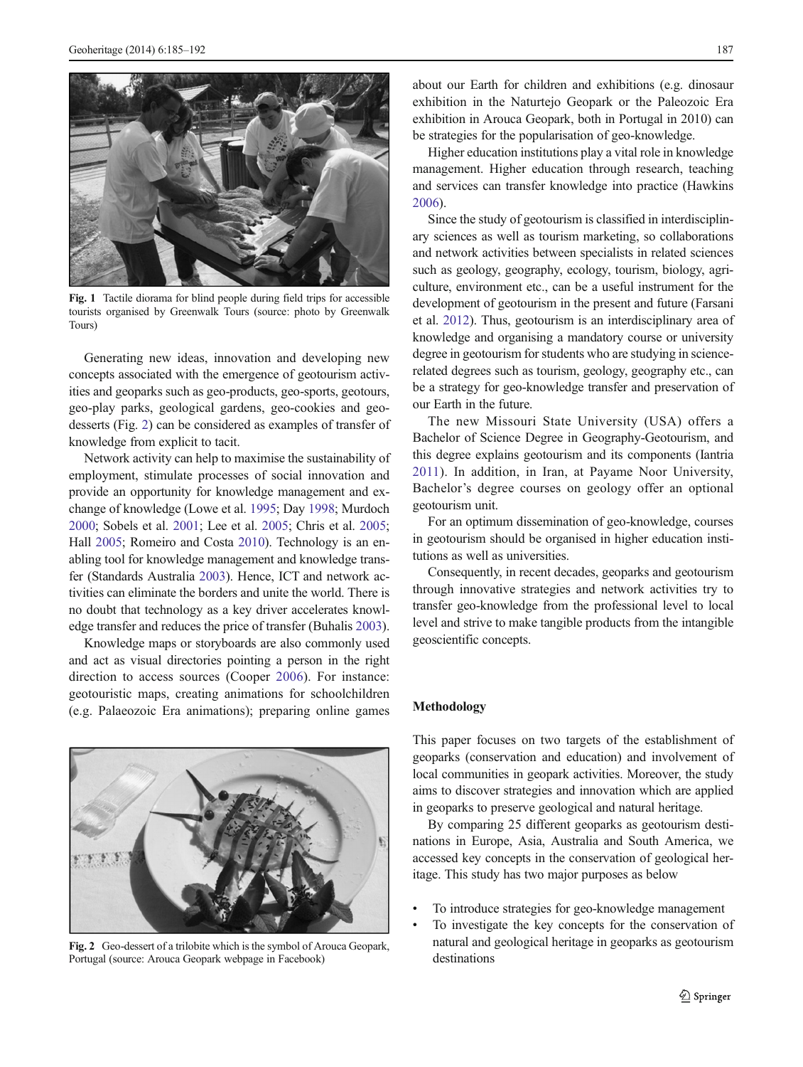Fig. 1 Tactile diorama for blind people during field trips for accessible tourists organised by Greenwalk Tours (source: photo by Greenwalk Tours)

Generating new ideas, innovation and developing new concepts associated with the emergence of geotourism activities and geoparks such as geo-products, geo-sports, geotours, geo-play parks, geological gardens, geo-cookies and geo-desserts (Fig. 2) can be considered as examples of transfer of knowledge from explicit to tacit.

Network activity can help to maximise the sustainability of employment, stimulate processes of social innovation and provide an opportunity for knowledge management and exchange of knowledge (Lowe et al. 1995; Day 1998; Murdoch 2000; Sobels et al. 2001; Lee et al. 2005; Chris et al. 2005; Hall 2005; Romeiro and Costa 2010). Technology is an enabling tool for knowledge management and knowledge transfer (Standards Australia 2003). Hence, ICT and network activities can eliminate the borders and unite the world. There is no doubt that technology as a key driver accelerates knowledge transfer and reduces the price of transfer (Buhalis 2003).

Knowledge maps or storyboards are also commonly used and act as visual directories pointing a person in the right direction to access sources (Cooper 2006). For instance: geotouristic maps, creating animations for schoolchildren (e.g. Palaeozoic Era animations); preparing online games about our Earth for children and exhibitions (e.g. dinosaur exhibition in the Naturtejo Geopark or the Paleozoic Era exhibition in Arouca Geopark, both in Portugal in 2010) can be strategies for the popularisation of geo-knowledge.

Fig. 2 Geo-dessert of a trilobite which is the symbol of Arouca Geopark, Portugal (source: Arouca Geopark webpage in Facebook)

Higher education institutions play a vital role in knowledge management. Higher education through research, teaching and services can transfer knowledge into practice (Hawkins 2006).

Since the study of geotourism is classified in interdisciplinary sciences as well as tourism marketing, so collaborations and network activities between specialists in related sciences such as geology, geography, ecology, tourism, biology, agriculture, environment etc., can be a useful instrument for the development of geotourism in the present and future (Farsani et al. 2012). Thus, geotourism is an interdisciplinary area of knowledge and organising a mandatory course or university degree in geotourism for students who are studying in science-related degrees such as tourism, geology, geography etc., can be a strategy for geo-knowledge transfer and preservation of our Earth in the future.

The new Missouri State University (USA) offers a Bachelor of Science Degree in Geography-Geotourism, and this degree explains geotourism and its components (Iantria 2011). In addition, in Iran, at Payame Noor University, Bachelor's degree courses on geology offer an optional geotourism unit.

For an optimum dissemination of geo-knowledge, courses in geotourism should be organised in higher education institutions as well as universities.

Consequently, in recent decades, geoparks and geotourism through innovative strategies and network activities try to transfer geo-knowledge from the professional level to local level and strive to make tangible products from the intangible geoscientific concepts.

## Methodology

This paper focuses on two targets of the establishment of geoparks (conservation and education) and involvement of local communities in geopark activities. Moreover, the study aims to discover strategies and innovation which are applied in geoparks to preserve geological and natural heritage.

By comparing 25 different geoparks as geotourism destinations in Europe, Asia, Australia and South America, we accessed key concepts in the conservation of geological heritage. This study has two major purposes as below

- To introduce strategies for geo-knowledge management
- To investigate the key concepts for the conservation of natural and geological heritage in geoparks as geotourism destinations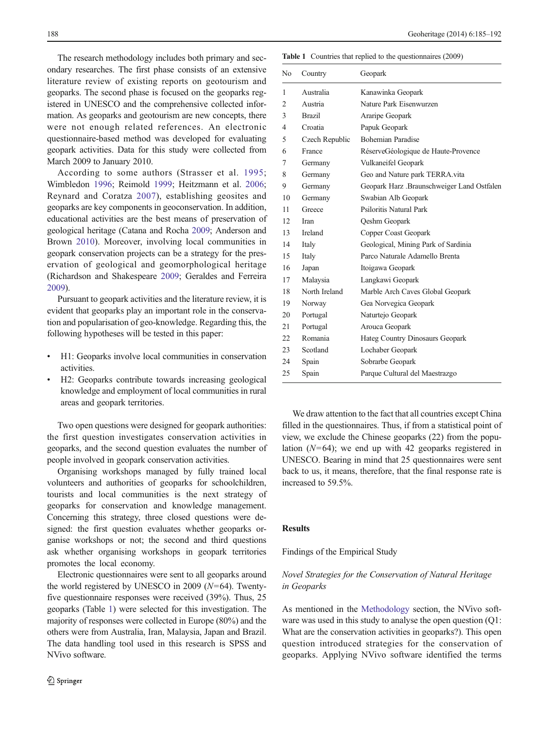The research methodology includes both primary and secondary researches. The first phase consists of an extensive literature review of existing reports on geotourism and geoparks. The second phase is focused on the geoparks registered in UNESCO and the comprehensive collected information. As geoparks and geotourism are new concepts, there were not enough related references. An electronic questionnaire-based method was developed for evaluating geopark activities. Data for this study were collected from March 2009 to January 2010.

According to some authors (Strasser et al. 1995; Wimbledon 1996; Reimold 1999; Heitzmann et al. 2006; Reynard and Coratza 2007), establishing geosites and geoparks are key components in geoconservation. In addition, educational activities are the best means of preservation of geological heritage (Catana and Rocha 2009; Anderson and Brown 2010). Moreover, involving local communities in geopark conservation projects can be a strategy for the preservation of geological and geomorphological heritage (Richardson and Shakespeare 2009; Geraldes and Ferreira 2009).

Pursuant to geopark activities and the literature review, it is evident that geoparks play an important role in the conservation and popularisation of geo-knowledge. Regarding this, the following hypotheses will be tested in this paper:

- H1: Geoparks involve local communities in conservation activities.
- H2: Geoparks contribute towards increasing geological knowledge and employment of local communities in rural areas and geopark territories.

Two open questions were designed for geopark authorities: the first question investigates conservation activities in geoparks, and the second question evaluates the number of people involved in geopark conservation activities.

Organising workshops managed by fully trained local volunteers and authorities of geoparks for schoolchildren, tourists and local communities is the next strategy of geoparks for conservation and knowledge management. Concerning this strategy, three closed questions were designed: the first question evaluates whether geoparks organise workshops or not; the second and third questions ask whether organising workshops in geopark territories promotes the local economy.

Electronic questionnaires were sent to all geoparks around the world registered by UNESCO in 2009 ($N$=64). Twenty-five questionnaire responses were received (39%). Thus, 25 geoparks (Table 1) were selected for this investigation. The majority of responses were collected in Europe (80%) and the others were from Australia, Iran, Malaysia, Japan and Brazil. The data handling tool used in this research is SPSS and NVivo software.

**Table 1** Countries that replied to the questionnaires (2009)

| No | Country | Geopark |
|---|---|---|
| 1 | Australia | Kanawinka Geopark |
| 2 | Austria | Nature Park Eisenwurzen |
| 3 | Brazil | Araripe Geopark |
| 4 | Croatia | Papuk Geopark |
| 5 | Czech Republic | Bohemian Paradise |
| 6 | France | RéserveGéologique de Haute-Provence |
| 7 | Germany | Vulkaneifel Geopark |
| 8 | Germany | Geo and Nature park TERRA.vita |
| 9 | Germany | Geopark Harz .Braunschweiger Land Ostfalen |
| 10 | Germany | Swabian Alb Geopark |
| 11 | Greece | Psiloritis Natural Park |
| 12 | Iran | Qeshm Geopark |
| 13 | Ireland | Copper Coast Geopark |
| 14 | Italy | Geological, Mining Park of Sardinia |
| 15 | Italy | Parco Naturale Adamello Brenta |
| 16 | Japan | Itoigawa Geopark |
| 17 | Malaysia | Langkawi Geopark |
| 18 | North Ireland | Marble Arch Caves Global Geopark |
| 19 | Norway | Gea Norvegica Geopark |
| 20 | Portugal | Naturtejo Geopark |
| 21 | Portugal | Arouca Geopark |
| 22 | Romania | Hateg Country Dinosaurs Geopark |
| 23 | Scotland | Lochaber Geopark |
| 24 | Spain | Sobrarbe Geopark |
| 25 | Spain | Parque Cultural del Maestrazgo |

We draw attention to the fact that all countries except China filled in the questionnaires. Thus, if from a statistical point of view, we exclude the Chinese geoparks (22) from the population ($N$=64); we end up with 42 geoparks registered in UNESCO. Bearing in mind that 25 questionnaires were sent back to us, it means, therefore, that the final response rate is increased to 59.5%.

## Results

### Findings of the Empirical Study

#### *Novel Strategies for the Conservation of Natural Heritage in Geoparks*

As mentioned in the Methodology section, the NVivo software was used in this study to analyse the open question (Q1: What are the conservation activities in geoparks?). This open question introduced strategies for the conservation of geoparks. Applying NVivo software identified the terms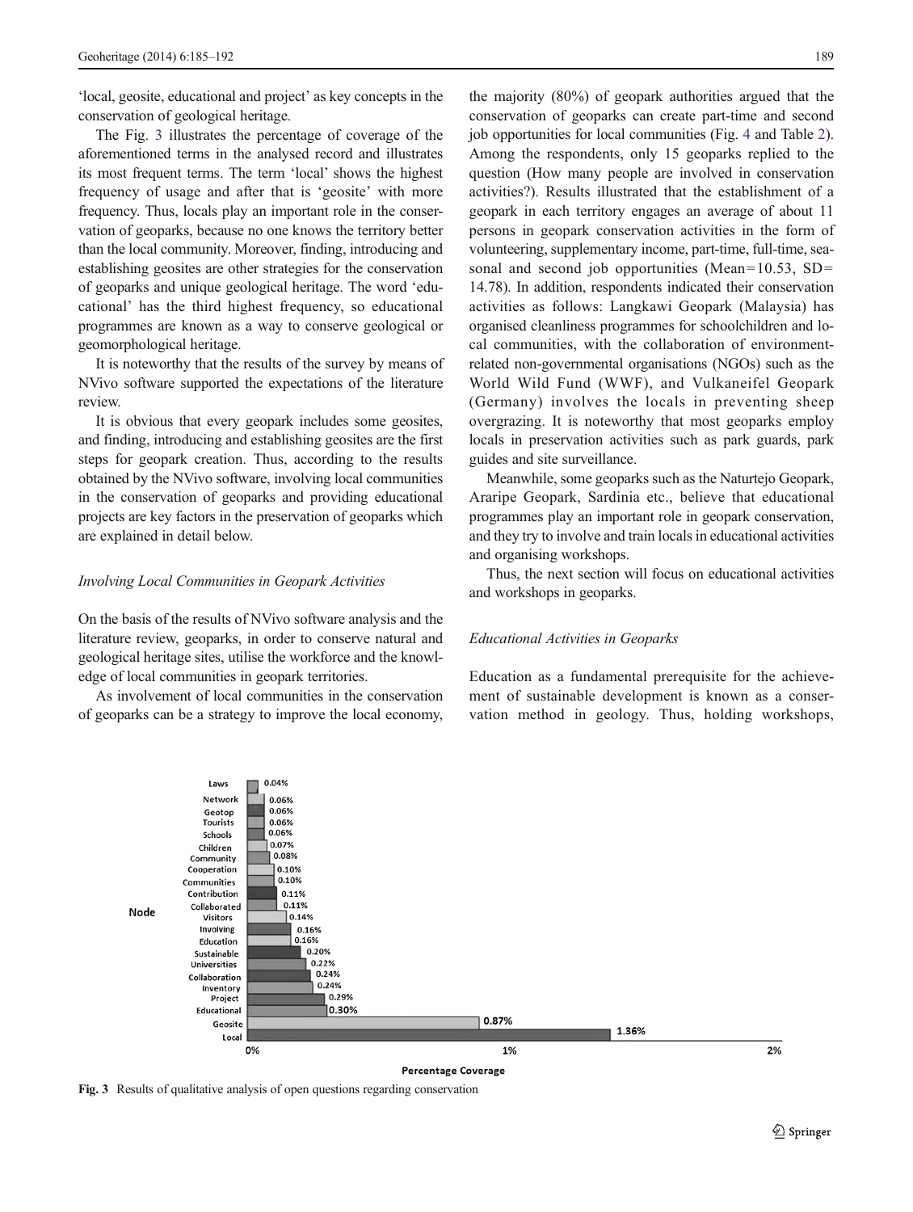'local, geosite, educational and project' as key concepts in the conservation of geological heritage.

The Fig. 3 illustrates the percentage of coverage of the aforementioned terms in the analysed record and illustrates its most frequent terms. The term 'local' shows the highest frequency of usage and after that is 'geosite' with more frequency. Thus, locals play an important role in the conservation of geoparks, because no one knows the territory better than the local community. Moreover, finding, introducing and establishing geosites are other strategies for the conservation of geoparks and unique geological heritage. The word 'educational' has the third highest frequency, so educational programmes are known as a way to conserve geological or geomorphological heritage.

It is noteworthy that the results of the survey by means of NVivo software supported the expectations of the literature review.

It is obvious that every geopark includes some geosites, and finding, introducing and establishing geosites are the first steps for geopark creation. Thus, according to the results obtained by the NVivo software, involving local communities in the conservation of geoparks and providing educational projects are key factors in the preservation of geoparks which are explained in detail below.

### *Involving Local Communities in Geopark Activities*

On the basis of the results of NVivo software analysis and the literature review, geoparks, in order to conserve natural and geological heritage sites, utilise the workforce and the knowledge of local communities in geopark territories.

As involvement of local communities in the conservation of geoparks can be a strategy to improve the local economy, the majority (80%) of geopark authorities argued that the conservation of geoparks can create part-time and second job opportunities for local communities (Fig. 4 and Table 2). Among the respondents, only 15 geoparks replied to the question (How many people are involved in conservation activities?). Results illustrated that the establishment of a geopark in each territory engages an average of about 11 persons in geopark conservation activities in the form of volunteering, supplementary income, part-time, full-time, seasonal and second job opportunities (Mean=10.53, SD=14.78). In addition, respondents indicated their conservation activities as follows: Langkawi Geopark (Malaysia) has organised cleanliness programmes for schoolchildren and local communities, with the collaboration of environment-related non-governmental organisations (NGOs) such as the World Wild Fund (WWF), and Vulkaneifel Geopark (Germany) involves the locals in preventing sheep overgrazing. It is noteworthy that most geoparks employ locals in preservation activities such as park guards, park guides and site surveillance.

Meanwhile, some geoparks such as the Naturtejo Geopark, Araripe Geopark, Sardinia etc., believe that educational programmes play an important role in geopark conservation, and they try to involve and train locals in educational activities and organising workshops.

Thus, the next section will focus on educational activities and workshops in geoparks.

### *Educational Activities in Geoparks*

Education as a fundamental prerequisite for the achievement of sustainable development is known as a conservation method in geology. Thus, holding workshops,

Node

Laws 0.04%
Network 0.06%
Geotop 0.06%
Tourists 0.06%
Schools 0.06%
Children 0.07%
Community 0.08%
Cooperation 0.10%
Communities 0.10%
Contribution 0.11%
Collaborated 0.11%
Visitors 0.14%
Involving 0.16%
Education 0.16%
Sustainable 0.20%
Universities 0.22%
Collaboration 0.24%
Inventory 0.24%
Project 0.29%
Educational 0.30%
Geosite 0.87%
Local 1.36%

0% 1% 2%

Percentage Coverage

**Fig. 3** Results of qualitative analysis of open questions regarding conservation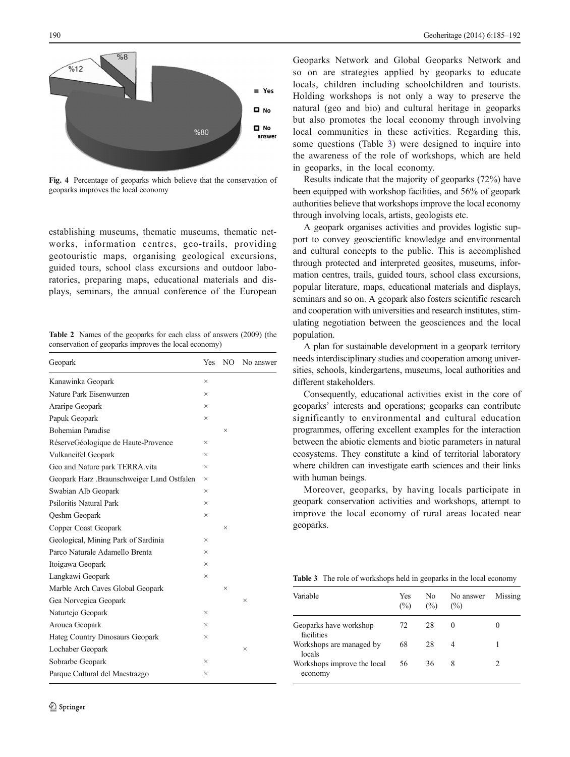%8

%12

%80

Yes

No

No answer

Fig. 4 Percentage of geoparks which believe that the conservation of geoparks improves the local economy

establishing museums, thematic museums, thematic networks, information centres, geo-trails, providing geotouristic maps, organising geological excursions, guided tours, school class excursions and outdoor laboratories, preparing maps, educational materials and displays, seminars, the annual conference of the European Geoparks Network and Global Geoparks Network and so on are strategies applied by geoparks to educate locals, children including schoolchildren and tourists. Holding workshops is not only a way to preserve the natural (geo and bio) and cultural heritage in geoparks but also promotes the local economy through involving local communities in these activities. Regarding this, some questions (Table 3) were designed to inquire into the awareness of the role of workshops, which are held in geoparks, in the local economy.

Table 2 Names of the geoparks for each class of answers (2009) (the conservation of geoparks improves the local economy)

| Geopark | Yes | NO | No answer |
|---|---|---|---|
| Kanawinka Geopark | × | | |
| Nature Park Eisenwurzen | × | | |
| Araripe Geopark | × | | |
| Papuk Geopark | × | | |
| Bohemian Paradise | | × | |
| RéserveGéologique de Haute-Provence | × | | |
| Vulkaneifel Geopark | × | | |
| Geo and Nature park TERRA.vita | × | | |
| Geopark Harz .Braunschweiger Land Ostfalen | × | | |
| Swabian Alb Geopark | × | | |
| Psiloritis Natural Park | × | | |
| Qeshm Geopark | × | | |
| Copper Coast Geopark | | × | |
| Geological, Mining Park of Sardinia | × | | |
| Parco Naturale Adamello Brenta | × | | |
| Itoigawa Geopark | × | | |
| Langkawi Geopark | × | | |
| Marble Arch Caves Global Geopark | | × | |
| Gea Norvegica Geopark | | | × |
| Naturtejo Geopark | × | | |
| Arouca Geopark | × | | |
| Hateg Country Dinosaurs Geopark | × | | |
| Lochaber Geopark | | | × |
| Sobrarbe Geopark | × | | |
| Parque Cultural del Maestrazgo | × | | |

Results indicate that the majority of geoparks (72%) have been equipped with workshop facilities, and 56% of geopark authorities believe that workshops improve the local economy through involving locals, artists, geologists etc.

A geopark organises activities and provides logistic support to convey geoscientific knowledge and environmental and cultural concepts to the public. This is accomplished through protected and interpreted geosites, museums, information centres, trails, guided tours, school class excursions, popular literature, maps, educational materials and displays, seminars and so on. A geopark also fosters scientific research and cooperation with universities and research institutes, stimulating negotiation between the geosciences and the local population.

A plan for sustainable development in a geopark territory needs interdisciplinary studies and cooperation among universities, schools, kindergartens, museums, local authorities and different stakeholders.

Consequently, educational activities exist in the core of geoparks' interests and operations; geoparks can contribute significantly to environmental and cultural education programmes, offering excellent examples for the interaction between the abiotic elements and biotic parameters in natural ecosystems. They constitute a kind of territorial laboratory where children can investigate earth sciences and their links with human beings.

Moreover, geoparks, by having locals participate in geopark conservation activities and workshops, attempt to improve the local economy of rural areas located near geoparks.

Table 3 The role of workshops held in geoparks in the local economy

| Variable | Yes (%) | No (%) | No answer (%) | Missing |
|---|---|---|---|---|
| Geoparks have workshop facilities | 72 | 28 | 0 | 0 |
| Workshops are managed by locals | 68 | 28 | 4 | 1 |
| Workshops improve the local economy | 56 | 36 | 8 | 2 |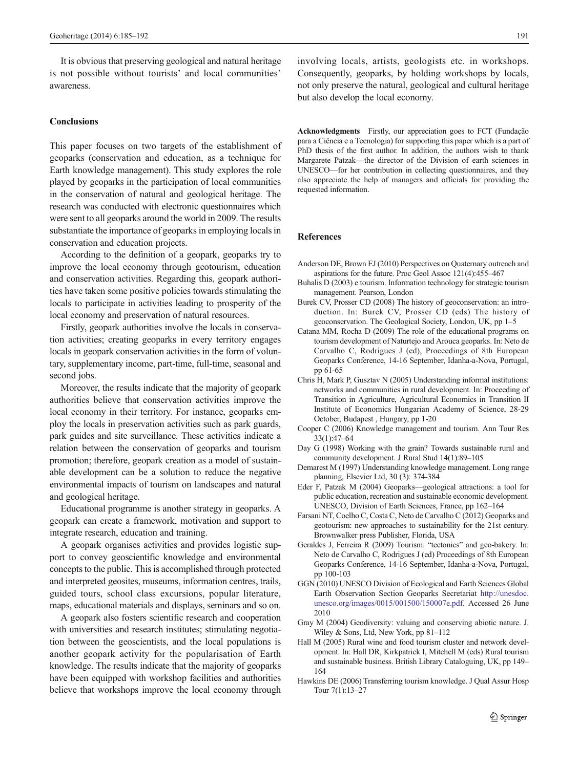It is obvious that preserving geological and natural heritage is not possible without tourists' and local communities' awareness.

## Conclusions

This paper focuses on two targets of the establishment of geoparks (conservation and education, as a technique for Earth knowledge management). This study explores the role played by geoparks in the participation of local communities in the conservation of natural and geological heritage. The research was conducted with electronic questionnaires which were sent to all geoparks around the world in 2009. The results substantiate the importance of geoparks in employing locals in conservation and education projects.

According to the definition of a geopark, geoparks try to improve the local economy through geotourism, education and conservation activities. Regarding this, geopark authorities have taken some positive policies towards stimulating the locals to participate in activities leading to prosperity of the local economy and preservation of natural resources.

Firstly, geopark authorities involve the locals in conservation activities; creating geoparks in every territory engages locals in geopark conservation activities in the form of voluntary, supplementary income, part-time, full-time, seasonal and second jobs.

Moreover, the results indicate that the majority of geopark authorities believe that conservation activities improve the local economy in their territory. For instance, geoparks employ the locals in preservation activities such as park guards, park guides and site surveillance. These activities indicate a relation between the conservation of geoparks and tourism promotion; therefore, geopark creation as a model of sustainable development can be a solution to reduce the negative environmental impacts of tourism on landscapes and natural and geological heritage.

Educational programme is another strategy in geoparks. A geopark can create a framework, motivation and support to integrate research, education and training.

A geopark organises activities and provides logistic support to convey geoscientific knowledge and environmental concepts to the public. This is accomplished through protected and interpreted geosites, museums, information centres, trails, guided tours, school class excursions, popular literature, maps, educational materials and displays, seminars and so on.

A geopark also fosters scientific research and cooperation with universities and research institutes; stimulating negotiation between the geoscientists, and the local populations is another geopark activity for the popularisation of Earth knowledge. The results indicate that the majority of geoparks have been equipped with workshop facilities and authorities believe that workshops improve the local economy through involving locals, artists, geologists etc. in workshops. Consequently, geoparks, by holding workshops by locals, not only preserve the natural, geological and cultural heritage but also develop the local economy.

**Acknowledgments** Firstly, our appreciation goes to FCT (Fundação para a Ciência e a Tecnologia) for supporting this paper which is a part of PhD thesis of the first author. In addition, the authors wish to thank Margarete Patzak—the director of the Division of earth sciences in UNESCO—for her contribution in collecting questionnaires, and they also appreciate the help of managers and officials for providing the requested information.

## References

Anderson DE, Brown EJ (2010) Perspectives on Quaternary outreach and aspirations for the future. Proc Geol Assoc 121(4):455–467

Buhalis D (2003) e tourism. Information technology for strategic tourism management. Pearson, London

Burek CV, Prosser CD (2008) The history of geoconservation: an introduction. In: Burek CV, Prosser CD (eds) The history of geoconservation. The Geological Society, London, UK, pp 1–5

Catana MM, Rocha D (2009) The role of the educational programs on tourism development of Naturtejo and Arouca geoparks. In: Neto de Carvalho C, Rodrigues J (ed), Proceedings of 8th European Geoparks Conference, 14-16 September, Idanha-a-Nova, Portugal, pp 61-65

Chris H, Mark P, Gusztav N (2005) Understanding informal institutions: networks and communities in rural development. In: Proceeding of Transition in Agriculture, Agricultural Economics in Transition II Institute of Economics Hungarian Academy of Science, 28-29 October, Budapest , Hungary, pp 1-20

Cooper C (2006) Knowledge management and tourism. Ann Tour Res 33(1):47–64

Day G (1998) Working with the grain? Towards sustainable rural and community development. J Rural Stud 14(1):89–105

Demarest M (1997) Understanding knowledge management. Long range planning, Elsevier Ltd, 30 (3): 374-384

Eder F, Patzak M (2004) Geoparks—geological attractions: a tool for public education, recreation and sustainable economic development. UNESCO, Division of Earth Sciences, France, pp 162–164

Farsani NT, Coelho C, Costa C, Neto de Carvalho C (2012) Geoparks and geotourism: new approaches to sustainability for the 21st century. Brownwalker press Publisher, Florida, USA

Geraldes J, Ferreira R (2009) Tourism: "tectonics" and geo-bakery. In: Neto de Carvalho C, Rodrigues J (ed) Proceedings of 8th European Geoparks Conference, 14-16 September, Idanha-a-Nova, Portugal, pp 100-103

GGN (2010) UNESCO Division of Ecological and Earth Sciences Global Earth Observation Section Geoparks Secretariat http://unesdoc.unesco.org/images/0015/001500/150007e.pdf. Accessed 26 June 2010

Gray M (2004) Geodiversity: valuing and conserving abiotic nature. J. Wiley & Sons, Ltd, New York, pp 81–112

Hall M (2005) Rural wine and food tourism cluster and network development. In: Hall DR, Kirkpatrick I, Mitchell M (eds) Rural tourism and sustainable business. British Library Cataloguing, UK, pp 149–164

Hawkins DE (2006) Transferring tourism knowledge. J Qual Assur Hosp Tour 7(1):13–27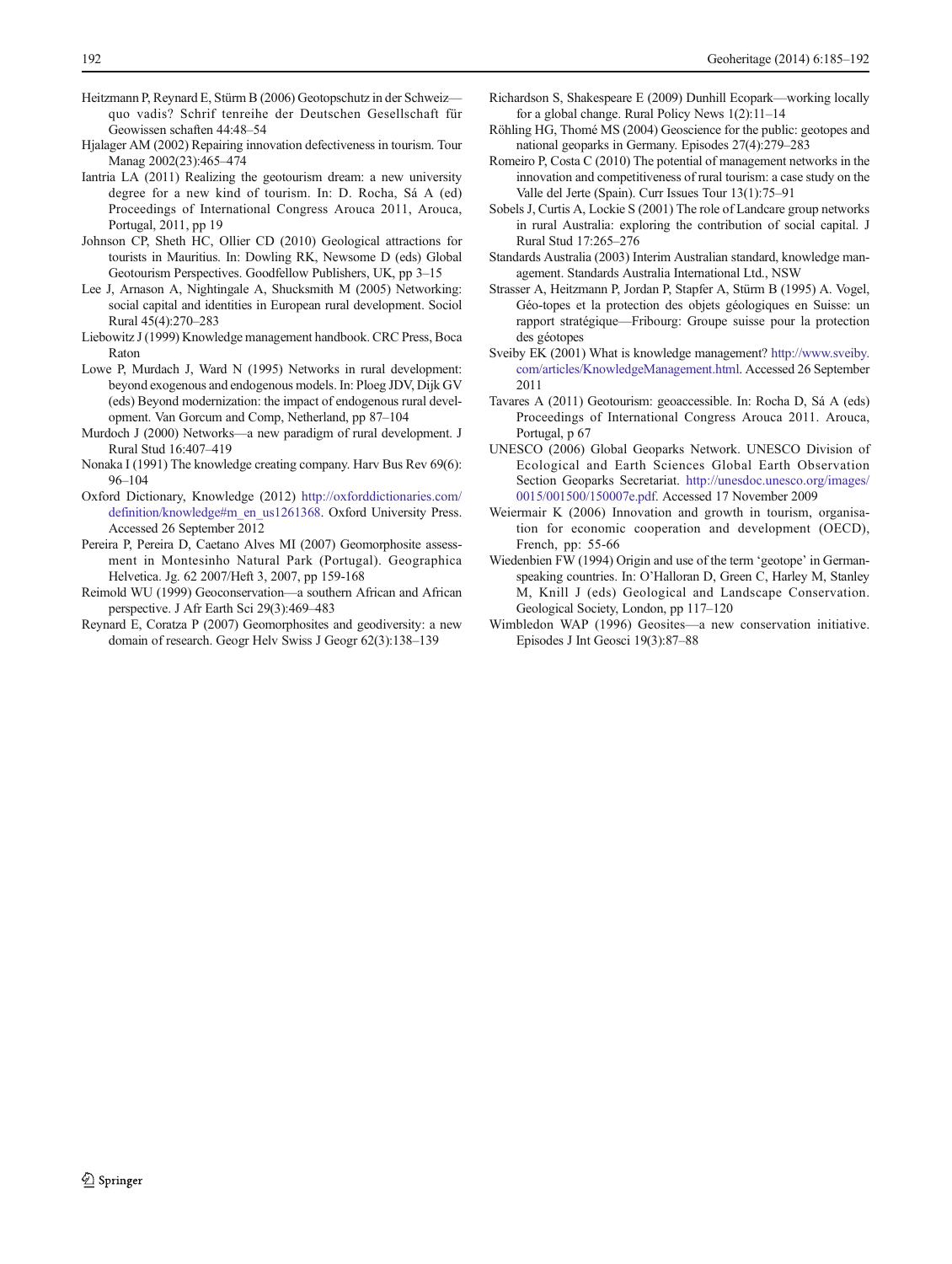Heitzmann P, Reynard E, Stürm B (2006) Geotopschutz in der Schweiz—quo vadis? Schrif tenreihe der Deutschen Gesellschaft für Geowissen schaften 44:48–54

Hjalager AM (2002) Repairing innovation defectiveness in tourism. Tour Manag 2002(23):465–474

Iantria LA (2011) Realizing the geotourism dream: a new university degree for a new kind of tourism. In: D. Rocha, Sá A (ed) Proceedings of International Congress Arouca 2011, Arouca, Portugal, 2011, pp 19

Johnson CP, Sheth HC, Ollier CD (2010) Geological attractions for tourists in Mauritius. In: Dowling RK, Newsome D (eds) Global Geotourism Perspectives. Goodfellow Publishers, UK, pp 3–15

Lee J, Arnason A, Nightingale A, Shucksmith M (2005) Networking: social capital and identities in European rural development. Sociol Rural 45(4):270–283

Liebowitz J (1999) Knowledge management handbook. CRC Press, Boca Raton

Lowe P, Murdach J, Ward N (1995) Networks in rural development: beyond exogenous and endogenous models. In: Ploeg JDV, Dijk GV (eds) Beyond modernization: the impact of endogenous rural development. Van Gorcum and Comp, Netherland, pp 87–104

Murdoch J (2000) Networks—a new paradigm of rural development. J Rural Stud 16:407–419

Nonaka I (1991) The knowledge creating company. Harv Bus Rev 69(6): 96–104

Oxford Dictionary, Knowledge (2012) http://oxforddictionaries.com/definition/knowledge#m_en_us1261368. Oxford University Press. Accessed 26 September 2012

Pereira P, Pereira D, Caetano Alves MI (2007) Geomorphosite assessment in Montesinho Natural Park (Portugal). Geographica Helvetica. Jg. 62 2007/Heft 3, 2007, pp 159-168

Reimold WU (1999) Geoconservation—a southern African and African perspective. J Afr Earth Sci 29(3):469–483

Reynard E, Coratza P (2007) Geomorphosites and geodiversity: a new domain of research. Geogr Helv Swiss J Geogr 62(3):138–139

Richardson S, Shakespeare E (2009) Dunhill Ecopark—working locally for a global change. Rural Policy News 1(2):11–14

Röhling HG, Thomé MS (2004) Geoscience for the public: geotopes and national geoparks in Germany. Episodes 27(4):279–283

Romeiro P, Costa C (2010) The potential of management networks in the innovation and competitiveness of rural tourism: a case study on the Valle del Jerte (Spain). Curr Issues Tour 13(1):75–91

Sobels J, Curtis A, Lockie S (2001) The role of Landcare group networks in rural Australia: exploring the contribution of social capital. J Rural Stud 17:265–276

Standards Australia (2003) Interim Australian standard, knowledge management. Standards Australia International Ltd., NSW

Strasser A, Heitzmann P, Jordan P, Stapfer A, Stürm B (1995) A. Vogel, Géo-topes et la protection des objets géologiques en Suisse: un rapport stratégique—Fribourg: Groupe suisse pour la protection des géotopes

Sveiby EK (2001) What is knowledge management? http://www.sveiby.com/articles/KnowledgeManagement.html. Accessed 26 September 2011

Tavares A (2011) Geotourism: geoaccessible. In: Rocha D, Sá A (eds) Proceedings of International Congress Arouca 2011. Arouca, Portugal, p 67

UNESCO (2006) Global Geoparks Network. UNESCO Division of Ecological and Earth Sciences Global Earth Observation Section Geoparks Secretariat. http://unesdoc.unesco.org/images/0015/001500/150007e.pdf. Accessed 17 November 2009

Weiermair K (2006) Innovation and growth in tourism, organisation for economic cooperation and development (OECD), French, pp: 55-66

Wiedenbien FW (1994) Origin and use of the term 'geotope' in German-speaking countries. In: O'Halloran D, Green C, Harley M, Stanley M, Knill J (eds) Geological and Landscape Conservation. Geological Society, London, pp 117–120

Wimbledon WAP (1996) Geosites—a new conservation initiative. Episodes J Int Geosci 19(3):87–88